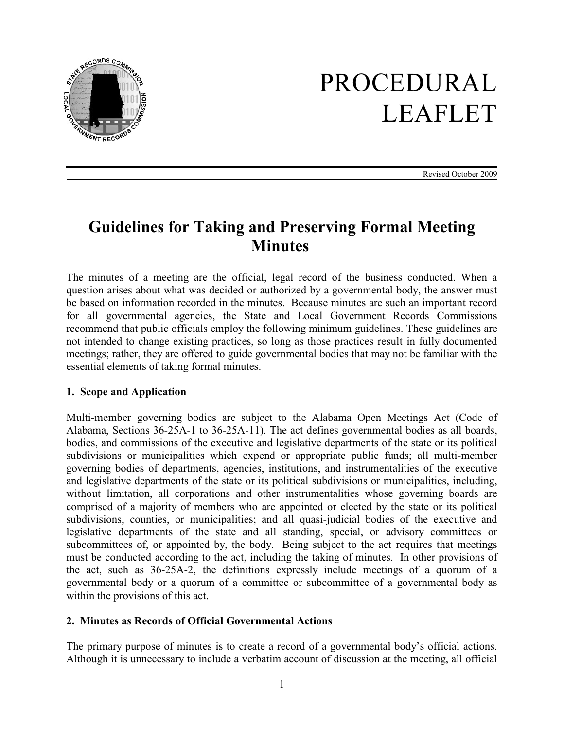# PROCEDURAL LEAFLET

Revised October 2009

## Guidelines for Taking and Preserving Formal Meeting Minutes

The minutes of a meeting are the official, legal record of the business conducted. When a question arises about what was decided or authorized by a governmental body, the answer must be based on information recorded in the minutes. Because minutes are such an important record for all governmental agencies, the State and Local Government Records Commissions recommend that public officials employ the following minimum guidelines. These guidelines are not intended to change existing practices, so long as those practices result in fully documented meetings; rather, they are offered to guide governmental bodies that may not be familiar with the essential elements of taking formal minutes.

### 1. Scope and Application

Multi-member governing bodies are subject to the Alabama Open Meetings Act (Code of Alabama, Sections 36-25A-1 to 36-25A-11). The act defines governmental bodies as all boards, bodies, and commissions of the executive and legislative departments of the state or its political subdivisions or municipalities which expend or appropriate public funds; all multi-member governing bodies of departments, agencies, institutions, and instrumentalities of the executive and legislative departments of the state or its political subdivisions or municipalities, including, without limitation, all corporations and other instrumentalities whose governing boards are comprised of a majority of members who are appointed or elected by the state or its political subdivisions, counties, or municipalities; and all quasi-judicial bodies of the executive and legislative departments of the state and all standing, special, or advisory committees or subcommittees of, or appointed by, the body. Being subject to the act requires that meetings must be conducted according to the act, including the taking of minutes. In other provisions of the act, such as 36-25A-2, the definitions expressly include meetings of a quorum of a governmental body or a quorum of a committee or subcommittee of a governmental body as within the provisions of this act.

### 2. Minutes as Records of Official Governmental Actions

The primary purpose of minutes is to create a record of a governmental body's official actions. Although it is unnecessary to include a verbatim account of discussion at the meeting, all official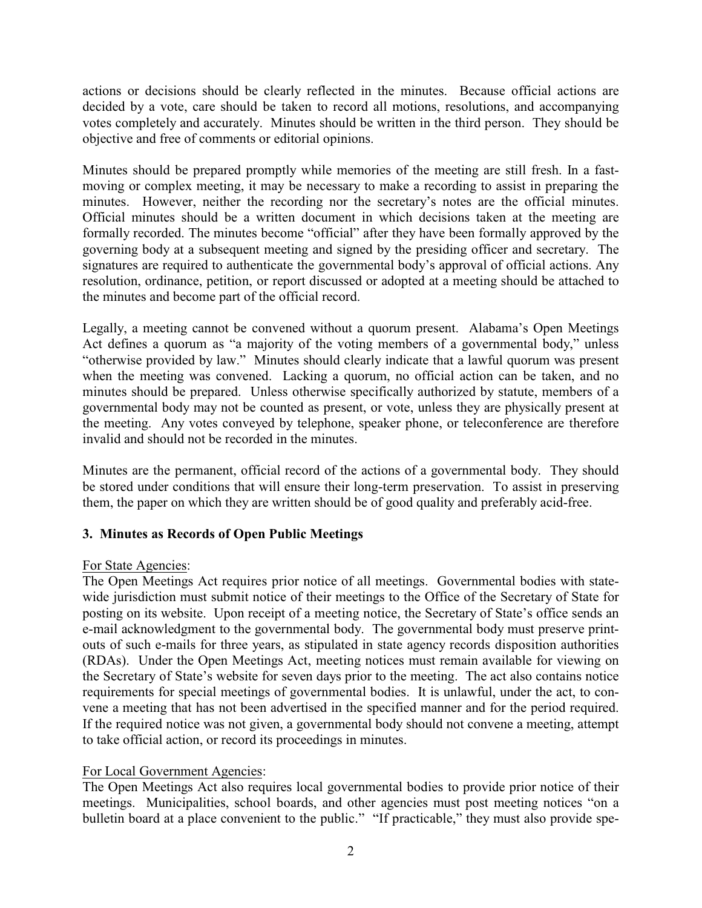actions or decisions should be clearly reflected in the minutes. Because official actions are decided by a vote, care should be taken to record all motions, resolutions, and accompanying votes completely and accurately. Minutes should be written in the third person. They should be objective and free of comments or editorial opinions.

Minutes should be prepared promptly while memories of the meeting are still fresh. In a fast-moving or complex meeting, it may be necessary to make a recording to assist in preparing the minutes. However, neither the recording nor the secretary's notes are the official minutes. Official minutes should be a written document in which decisions taken at the meeting are formally recorded. The minutes become "official" after they have been formally approved by the governing body at a subsequent meeting and signed by the presiding officer and secretary. The signatures are required to authenticate the governmental body's approval of official actions. Any resolution, ordinance, petition, or report discussed or adopted at a meeting should be attached to the minutes and become part of the official record.

Legally, a meeting cannot be convened without a quorum present. Alabama's Open Meetings Act defines a quorum as "a majority of the voting members of a governmental body," unless "otherwise provided by law." Minutes should clearly indicate that a lawful quorum was present when the meeting was convened. Lacking a quorum, no official action can be taken, and no minutes should be prepared. Unless otherwise specifically authorized by statute, members of a governmental body may not be counted as present, or vote, unless they are physically present at the meeting. Any votes conveyed by telephone, speaker phone, or teleconference are therefore invalid and should not be recorded in the minutes.

Minutes are the permanent, official record of the actions of a governmental body. They should be stored under conditions that will ensure their long-term preservation. To assist in preserving them, the paper on which they are written should be of good quality and preferably acid-free.

### 3. Minutes as Records of Open Public Meetings

<u>For State Agencies</u>:
The Open Meetings Act requires prior notice of all meetings. Governmental bodies with state-wide jurisdiction must submit notice of their meetings to the Office of the Secretary of State for posting on its website. Upon receipt of a meeting notice, the Secretary of State's office sends an e-mail acknowledgment to the governmental body. The governmental body must preserve print-outs of such e-mails for three years, as stipulated in state agency records disposition authorities (RDAs). Under the Open Meetings Act, meeting notices must remain available for viewing on the Secretary of State's website for seven days prior to the meeting. The act also contains notice requirements for special meetings of governmental bodies. It is unlawful, under the act, to convene a meeting that has not been advertised in the specified manner and for the period required. If the required notice was not given, a governmental body should not convene a meeting, attempt to take official action, or record its proceedings in minutes.

<u>For Local Government Agencies</u>:
The Open Meetings Act also requires local governmental bodies to provide prior notice of their meetings. Municipalities, school boards, and other agencies must post meeting notices "on a bulletin board at a place convenient to the public." "If practicable," they must also provide spe-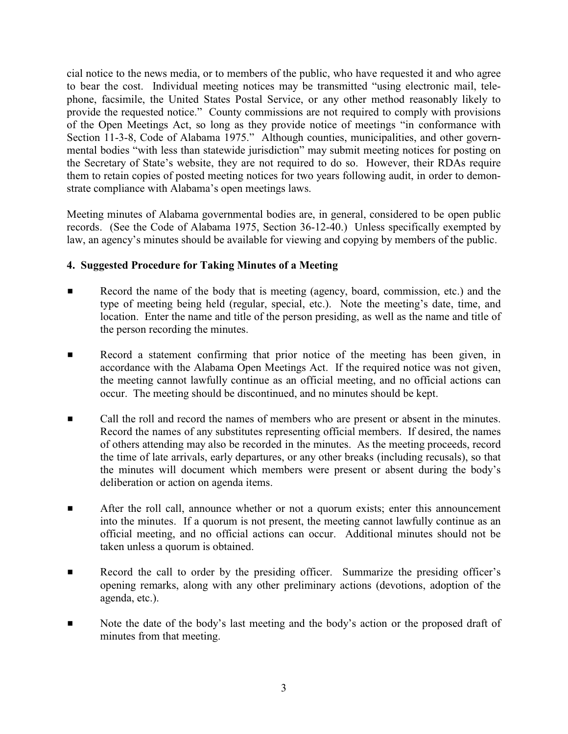cial notice to the news media, or to members of the public, who have requested it and who agree to bear the cost. Individual meeting notices may be transmitted "using electronic mail, telephone, facsimile, the United States Postal Service, or any other method reasonably likely to provide the requested notice." County commissions are not required to comply with provisions of the Open Meetings Act, so long as they provide notice of meetings "in conformance with Section 11-3-8, Code of Alabama 1975." Although counties, municipalities, and other governmental bodies "with less than statewide jurisdiction" may submit meeting notices for posting on the Secretary of State's website, they are not required to do so. However, their RDAs require them to retain copies of posted meeting notices for two years following audit, in order to demonstrate compliance with Alabama's open meetings laws.

Meeting minutes of Alabama governmental bodies are, in general, considered to be open public records. (See the Code of Alabama 1975, Section 36-12-40.) Unless specifically exempted by law, an agency's minutes should be available for viewing and copying by members of the public.

**4. Suggested Procedure for Taking Minutes of a Meeting**

- Record the name of the body that is meeting (agency, board, commission, etc.) and the type of meeting being held (regular, special, etc.). Note the meeting's date, time, and location. Enter the name and title of the person presiding, as well as the name and title of the person recording the minutes.

- Record a statement confirming that prior notice of the meeting has been given, in accordance with the Alabama Open Meetings Act. If the required notice was not given, the meeting cannot lawfully continue as an official meeting, and no official actions can occur. The meeting should be discontinued, and no minutes should be kept.

- Call the roll and record the names of members who are present or absent in the minutes. Record the names of any substitutes representing official members. If desired, the names of others attending may also be recorded in the minutes. As the meeting proceeds, record the time of late arrivals, early departures, or any other breaks (including recusals), so that the minutes will document which members were present or absent during the body's deliberation or action on agenda items.

- After the roll call, announce whether or not a quorum exists; enter this announcement into the minutes. If a quorum is not present, the meeting cannot lawfully continue as an official meeting, and no official actions can occur. Additional minutes should not be taken unless a quorum is obtained.

- Record the call to order by the presiding officer. Summarize the presiding officer's opening remarks, along with any other preliminary actions (devotions, adoption of the agenda, etc.).

- Note the date of the body's last meeting and the body's action or the proposed draft of minutes from that meeting.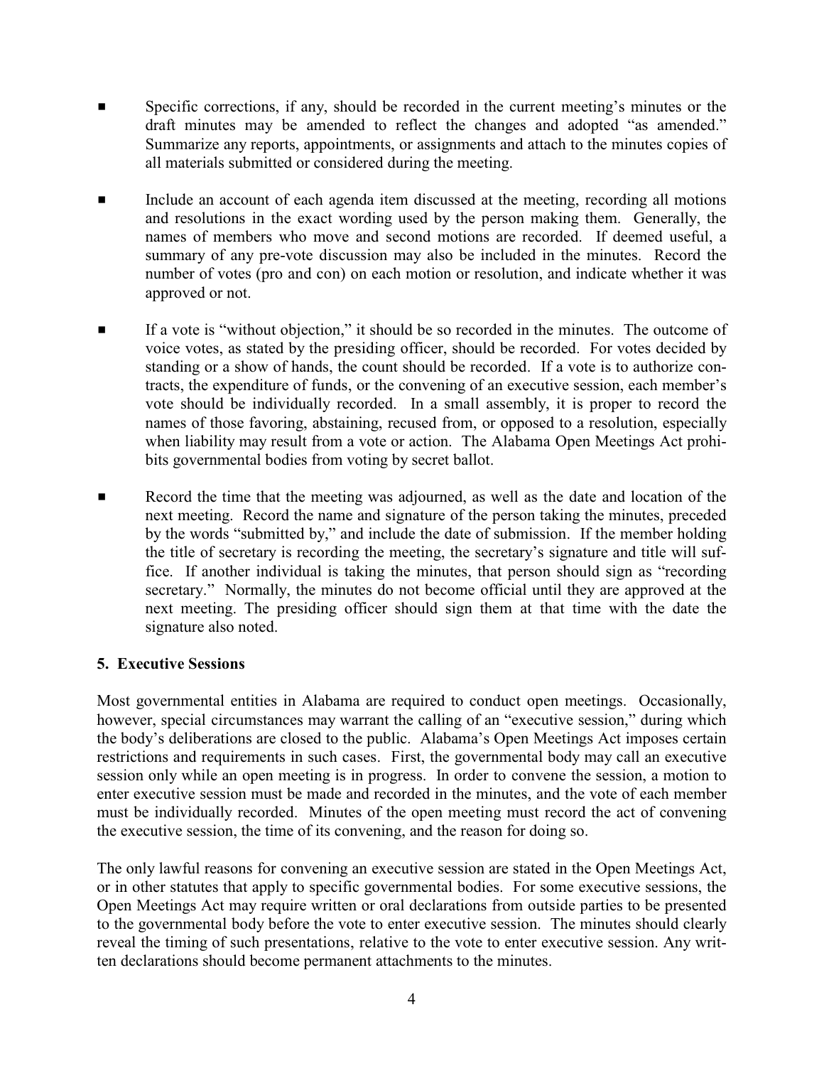- Specific corrections, if any, should be recorded in the current meeting's minutes or the draft minutes may be amended to reflect the changes and adopted "as amended." Summarize any reports, appointments, or assignments and attach to the minutes copies of all materials submitted or considered during the meeting.

- Include an account of each agenda item discussed at the meeting, recording all motions and resolutions in the exact wording used by the person making them. Generally, the names of members who move and second motions are recorded. If deemed useful, a summary of any pre-vote discussion may also be included in the minutes. Record the number of votes (pro and con) on each motion or resolution, and indicate whether it was approved or not.

- If a vote is "without objection," it should be so recorded in the minutes. The outcome of voice votes, as stated by the presiding officer, should be recorded. For votes decided by standing or a show of hands, the count should be recorded. If a vote is to authorize contracts, the expenditure of funds, or the convening of an executive session, each member's vote should be individually recorded. In a small assembly, it is proper to record the names of those favoring, abstaining, recused from, or opposed to a resolution, especially when liability may result from a vote or action. The Alabama Open Meetings Act prohibits governmental bodies from voting by secret ballot.

- Record the time that the meeting was adjourned, as well as the date and location of the next meeting. Record the name and signature of the person taking the minutes, preceded by the words "submitted by," and include the date of submission. If the member holding the title of secretary is recording the meeting, the secretary's signature and title will suffice. If another individual is taking the minutes, that person should sign as "recording secretary." Normally, the minutes do not become official until they are approved at the next meeting. The presiding officer should sign them at that time with the date the signature also noted.

## 5. Executive Sessions

Most governmental entities in Alabama are required to conduct open meetings. Occasionally, however, special circumstances may warrant the calling of an "executive session," during which the body's deliberations are closed to the public. Alabama's Open Meetings Act imposes certain restrictions and requirements in such cases. First, the governmental body may call an executive session only while an open meeting is in progress. In order to convene the session, a motion to enter executive session must be made and recorded in the minutes, and the vote of each member must be individually recorded. Minutes of the open meeting must record the act of convening the executive session, the time of its convening, and the reason for doing so.

The only lawful reasons for convening an executive session are stated in the Open Meetings Act, or in other statutes that apply to specific governmental bodies. For some executive sessions, the Open Meetings Act may require written or oral declarations from outside parties to be presented to the governmental body before the vote to enter executive session. The minutes should clearly reveal the timing of such presentations, relative to the vote to enter executive session. Any written declarations should become permanent attachments to the minutes.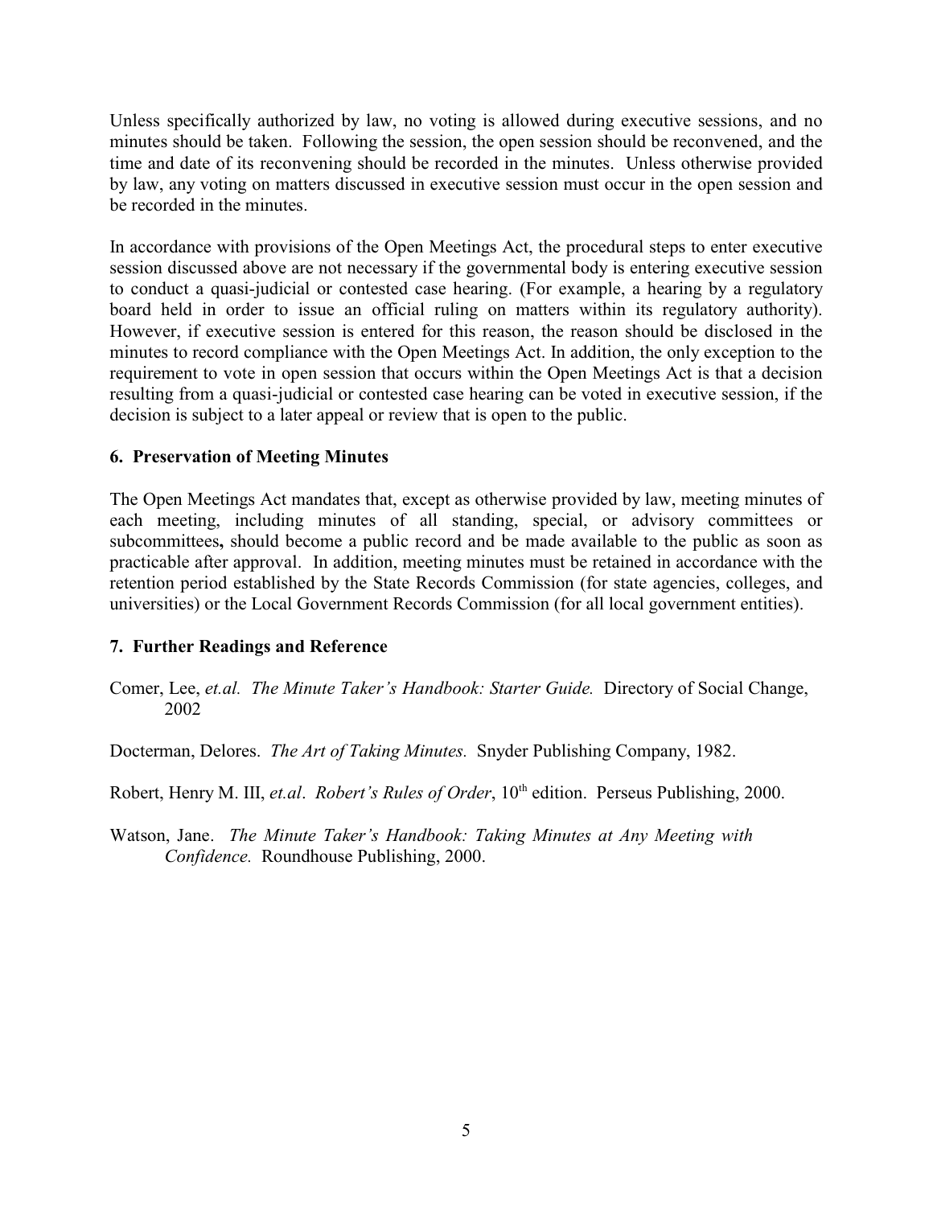Unless specifically authorized by law, no voting is allowed during executive sessions, and no minutes should be taken. Following the session, the open session should be reconvened, and the time and date of its reconvening should be recorded in the minutes. Unless otherwise provided by law, any voting on matters discussed in executive session must occur in the open session and be recorded in the minutes.

In accordance with provisions of the Open Meetings Act, the procedural steps to enter executive session discussed above are not necessary if the governmental body is entering executive session to conduct a quasi-judicial or contested case hearing. (For example, a hearing by a regulatory board held in order to issue an official ruling on matters within its regulatory authority). However, if executive session is entered for this reason, the reason should be disclosed in the minutes to record compliance with the Open Meetings Act. In addition, the only exception to the requirement to vote in open session that occurs within the Open Meetings Act is that a decision resulting from a quasi-judicial or contested case hearing can be voted in executive session, if the decision is subject to a later appeal or review that is open to the public.

### 6. Preservation of Meeting Minutes

The Open Meetings Act mandates that, except as otherwise provided by law, meeting minutes of each meeting, including minutes of all standing, special, or advisory committees or subcommittees**,** should become a public record and be made available to the public as soon as practicable after approval. In addition, meeting minutes must be retained in accordance with the retention period established by the State Records Commission (for state agencies, colleges, and universities) or the Local Government Records Commission (for all local government entities).

### 7. Further Readings and Reference

Comer, Lee, *et.al. The Minute Taker's Handbook: Starter Guide.* Directory of Social Change, 2002

Docterman, Delores. *The Art of Taking Minutes.* Snyder Publishing Company, 1982.

Robert, Henry M. III, *et.al*. *Robert's Rules of Order*, 10th edition. Perseus Publishing, 2000.

Watson, Jane. *The Minute Taker's Handbook: Taking Minutes at Any Meeting with Confidence.* Roundhouse Publishing, 2000.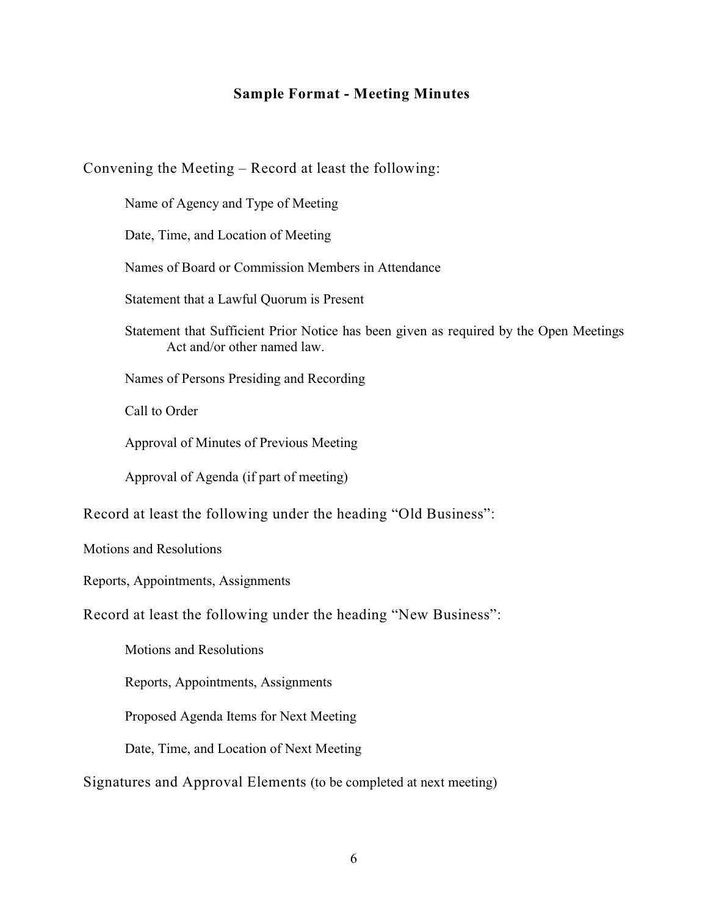## Sample Format - Meeting Minutes

Convening the Meeting – Record at least the following:

- Name of Agency and Type of Meeting
- Date, Time, and Location of Meeting
- Names of Board or Commission Members in Attendance
- Statement that a Lawful Quorum is Present
- Statement that Sufficient Prior Notice has been given as required by the Open Meetings Act and/or other named law.
- Names of Persons Presiding and Recording
- Call to Order
- Approval of Minutes of Previous Meeting
- Approval of Agenda (if part of meeting)

Record at least the following under the heading "Old Business":

Motions and Resolutions

Reports, Appointments, Assignments

Record at least the following under the heading "New Business":

- Motions and Resolutions
- Reports, Appointments, Assignments
- Proposed Agenda Items for Next Meeting
- Date, Time, and Location of Next Meeting

Signatures and Approval Elements (to be completed at next meeting)